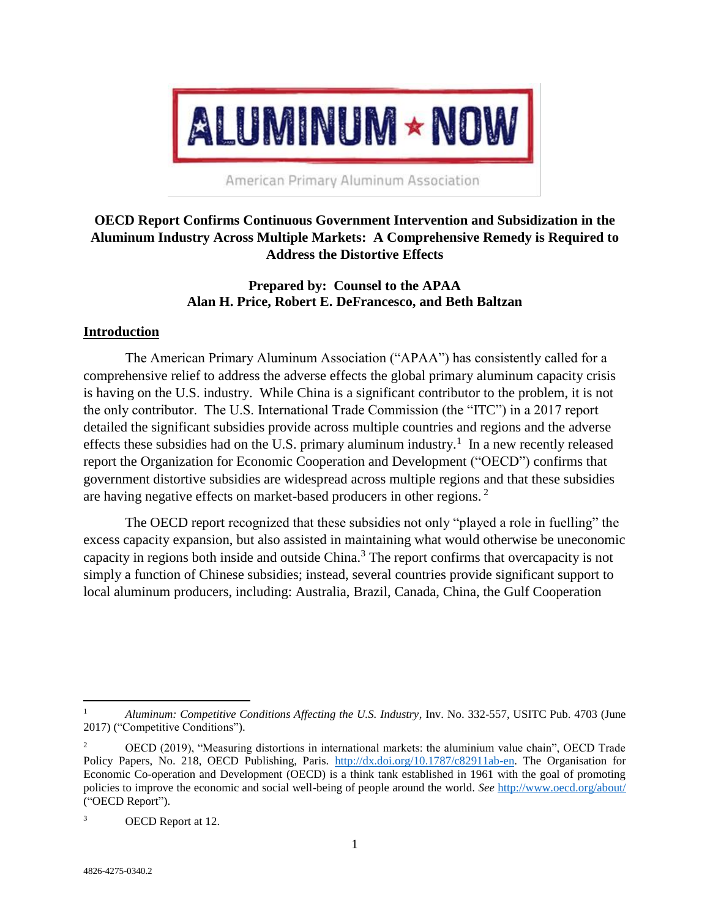ALUMINUM ★ NOW

American Primary Aluminum Association

**OECD Report Confirms Continuous Government Intervention and Subsidization in the Aluminum Industry Across Multiple Markets: A Comprehensive Remedy is Required to Address the Distortive Effects**

**Prepared by: Counsel to the APAA**
**Alan H. Price, Robert E. DeFrancesco, and Beth Baltzan**

## Introduction

The American Primary Aluminum Association ("APAA") has consistently called for a comprehensive relief to address the adverse effects the global primary aluminum capacity crisis is having on the U.S. industry. While China is a significant contributor to the problem, it is not the only contributor. The U.S. International Trade Commission (the "ITC") in a 2017 report detailed the significant subsidies provide across multiple countries and regions and the adverse effects these subsidies had on the U.S. primary aluminum industry.[1] In a new recently released report the Organization for Economic Cooperation and Development ("OECD") confirms that government distortive subsidies are widespread across multiple regions and that these subsidies are having negative effects on market-based producers in other regions.[2]

The OECD report recognized that these subsidies not only "played a role in fuelling" the excess capacity expansion, but also assisted in maintaining what would otherwise be uneconomic capacity in regions both inside and outside China.[3] The report confirms that overcapacity is not simply a function of Chinese subsidies; instead, several countries provide significant support to local aluminum producers, including: Australia, Brazil, Canada, China, the Gulf Cooperation

---

[1] *Aluminum: Competitive Conditions Affecting the U.S. Industry*, Inv. No. 332-557, USITC Pub. 4703 (June 2017) ("Competitive Conditions").

[2] OECD (2019), "Measuring distortions in international markets: the aluminium value chain", OECD Trade Policy Papers, No. 218, OECD Publishing, Paris. http://dx.doi.org/10.1787/c82911ab-en. The Organisation for Economic Co-operation and Development (OECD) is a think tank established in 1961 with the goal of promoting policies to improve the economic and social well-being of people around the world. *See* http://www.oecd.org/about/ ("OECD Report").

[3] OECD Report at 12.

4826-4275-0340.2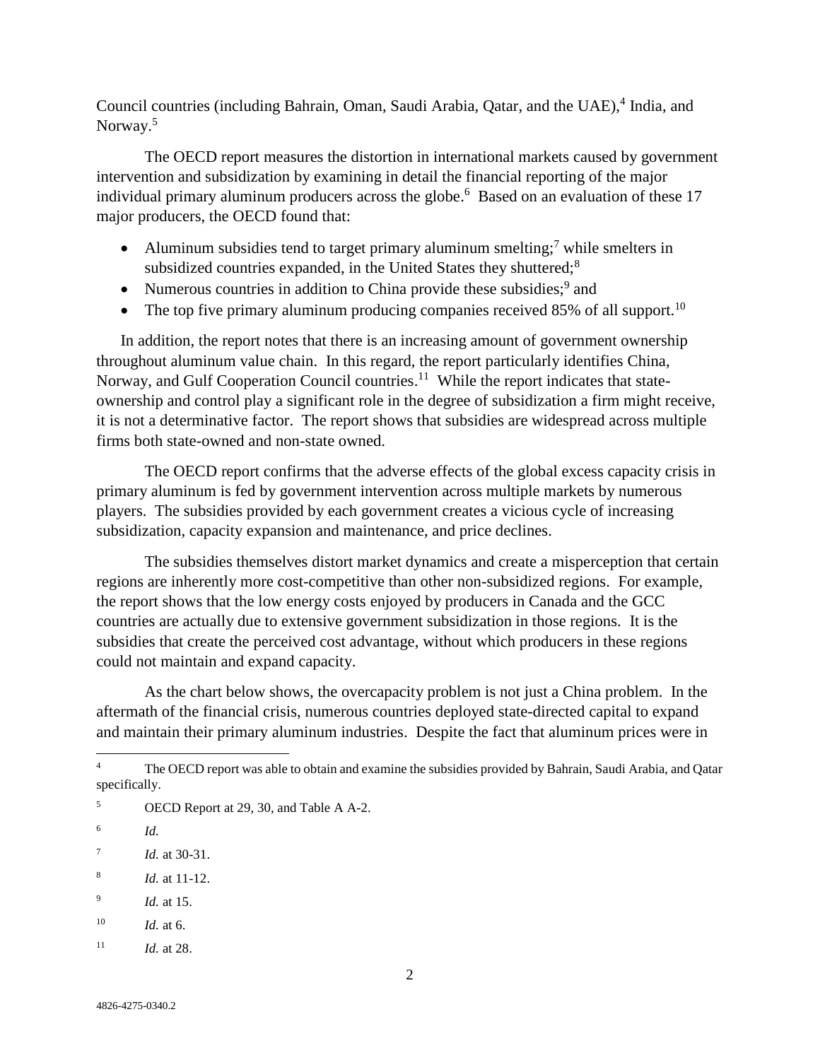Council countries (including Bahrain, Oman, Saudi Arabia, Qatar, and the UAE),[4] India, and Norway.[5]

The OECD report measures the distortion in international markets caused by government intervention and subsidization by examining in detail the financial reporting of the major individual primary aluminum producers across the globe.[6] Based on an evaluation of these 17 major producers, the OECD found that:

- Aluminum subsidies tend to target primary aluminum smelting;[7] while smelters in subsidized countries expanded, in the United States they shuttered;[8]
- Numerous countries in addition to China provide these subsidies;[9] and
- The top five primary aluminum producing companies received 85% of all support.[10]

In addition, the report notes that there is an increasing amount of government ownership throughout aluminum value chain. In this regard, the report particularly identifies China, Norway, and Gulf Cooperation Council countries.[11] While the report indicates that state-ownership and control play a significant role in the degree of subsidization a firm might receive, it is not a determinative factor. The report shows that subsidies are widespread across multiple firms both state-owned and non-state owned.

The OECD report confirms that the adverse effects of the global excess capacity crisis in primary aluminum is fed by government intervention across multiple markets by numerous players. The subsidies provided by each government creates a vicious cycle of increasing subsidization, capacity expansion and maintenance, and price declines.

The subsidies themselves distort market dynamics and create a misperception that certain regions are inherently more cost-competitive than other non-subsidized regions. For example, the report shows that the low energy costs enjoyed by producers in Canada and the GCC countries are actually due to extensive government subsidization in those regions. It is the subsidies that create the perceived cost advantage, without which producers in these regions could not maintain and expand capacity.

As the chart below shows, the overcapacity problem is not just a China problem. In the aftermath of the financial crisis, numerous countries deployed state-directed capital to expand and maintain their primary aluminum industries. Despite the fact that aluminum prices were in

---

[4] The OECD report was able to obtain and examine the subsidies provided by Bahrain, Saudi Arabia, and Qatar specifically.

[5] OECD Report at 29, 30, and Table A A-2.

[6] *Id.*

[7] *Id.* at 30-31.

[8] *Id.* at 11-12.

[9] *Id.* at 15.

[10] *Id.* at 6.

[11] *Id.* at 28.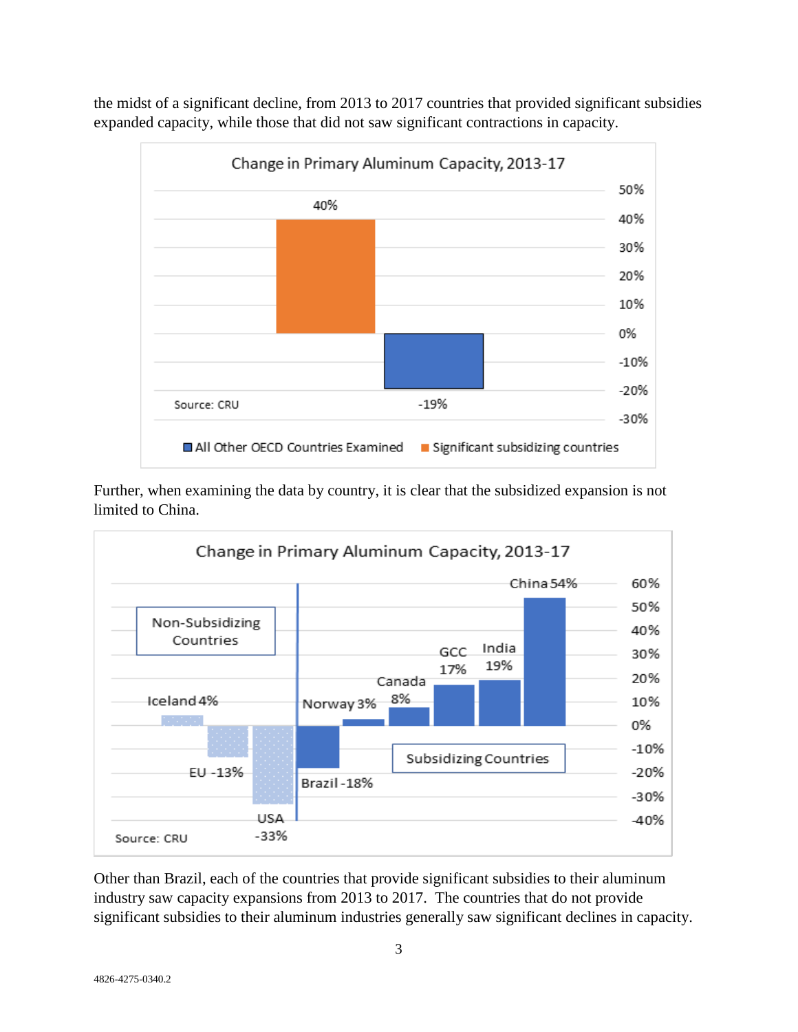the midst of a significant decline, from 2013 to 2017 countries that provided significant subsidies expanded capacity, while those that did not saw significant contractions in capacity.

Change in Primary Aluminum Capacity, 2013-17

40%

-19%

Source: CRU

50%
40%
30%
20%
10%
0%
-10%
-20%
-30%

All Other OECD Countries Examined
Significant subsidizing countries

Further, when examining the data by country, it is clear that the subsidized expansion is not limited to China.

Change in Primary Aluminum Capacity, 2013-17

Non-Subsidizing Countries

Subsidizing Countries

Iceland 4%
EU -13%
USA -33%
Brazil -18%
Norway 3%
Canada 8%
GCC 17%
India 19%
China 54%

60%
50%
40%
30%
20%
10%
0%
-10%
-20%
-30%
-40%

Source: CRU

Other than Brazil, each of the countries that provide significant subsidies to their aluminum industry saw capacity expansions from 2013 to 2017. The countries that do not provide significant subsidies to their aluminum industries generally saw significant declines in capacity.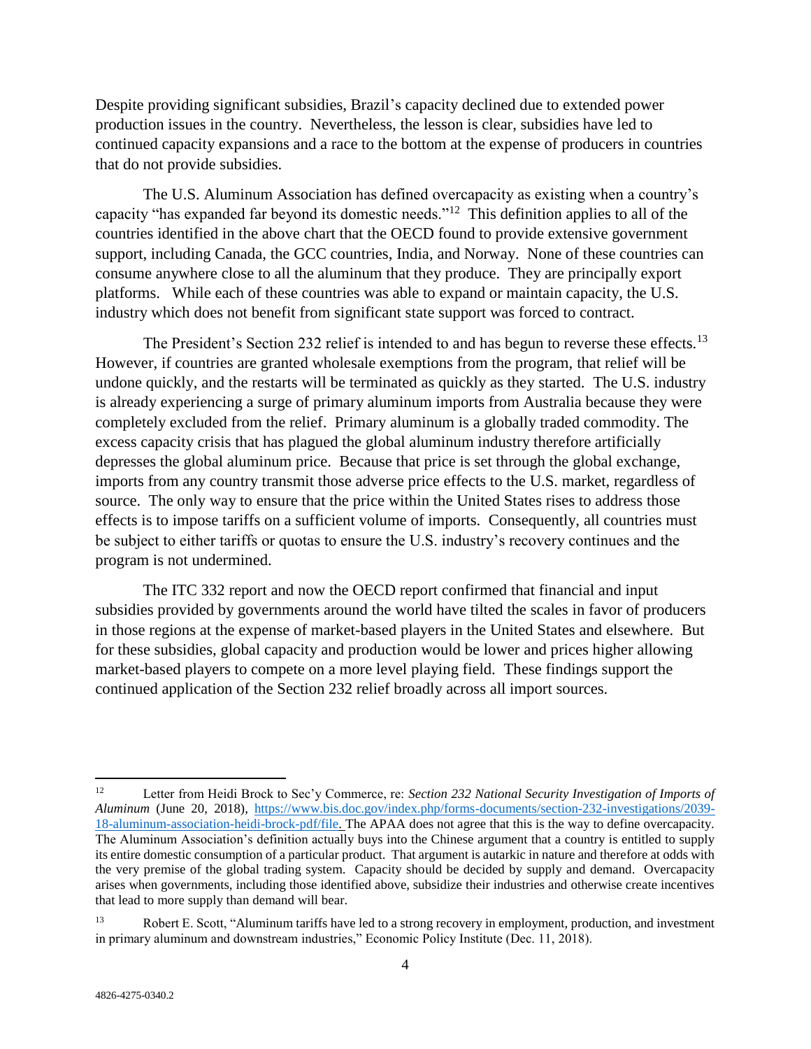Despite providing significant subsidies, Brazil's capacity declined due to extended power production issues in the country. Nevertheless, the lesson is clear, subsidies have led to continued capacity expansions and a race to the bottom at the expense of producers in countries that do not provide subsidies.

The U.S. Aluminum Association has defined overcapacity as existing when a country's capacity "has expanded far beyond its domestic needs."[12] This definition applies to all of the countries identified in the above chart that the OECD found to provide extensive government support, including Canada, the GCC countries, India, and Norway. None of these countries can consume anywhere close to all the aluminum that they produce. They are principally export platforms. While each of these countries was able to expand or maintain capacity, the U.S. industry which does not benefit from significant state support was forced to contract.

The President's Section 232 relief is intended to and has begun to reverse these effects.[13] However, if countries are granted wholesale exemptions from the program, that relief will be undone quickly, and the restarts will be terminated as quickly as they started. The U.S. industry is already experiencing a surge of primary aluminum imports from Australia because they were completely excluded from the relief. Primary aluminum is a globally traded commodity. The excess capacity crisis that has plagued the global aluminum industry therefore artificially depresses the global aluminum price. Because that price is set through the global exchange, imports from any country transmit those adverse price effects to the U.S. market, regardless of source. The only way to ensure that the price within the United States rises to address those effects is to impose tariffs on a sufficient volume of imports. Consequently, all countries must be subject to either tariffs or quotas to ensure the U.S. industry's recovery continues and the program is not undermined.

The ITC 332 report and now the OECD report confirmed that financial and input subsidies provided by governments around the world have tilted the scales in favor of producers in those regions at the expense of market-based players in the United States and elsewhere. But for these subsidies, global capacity and production would be lower and prices higher allowing market-based players to compete on a more level playing field. These findings support the continued application of the Section 232 relief broadly across all import sources.

---

[12] Letter from Heidi Brock to Sec'y Commerce, re: *Section 232 National Security Investigation of Imports of Aluminum* (June 20, 2018), https://www.bis.doc.gov/index.php/forms-documents/section-232-investigations/2039-18-aluminum-association-heidi-brock-pdf/file. The APAA does not agree that this is the way to define overcapacity. The Aluminum Association's definition actually buys into the Chinese argument that a country is entitled to supply its entire domestic consumption of a particular product. That argument is autarkic in nature and therefore at odds with the very premise of the global trading system. Capacity should be decided by supply and demand. Overcapacity arises when governments, including those identified above, subsidize their industries and otherwise create incentives that lead to more supply than demand will bear.

[13] Robert E. Scott, "Aluminum tariffs have led to a strong recovery in employment, production, and investment in primary aluminum and downstream industries," Economic Policy Institute (Dec. 11, 2018).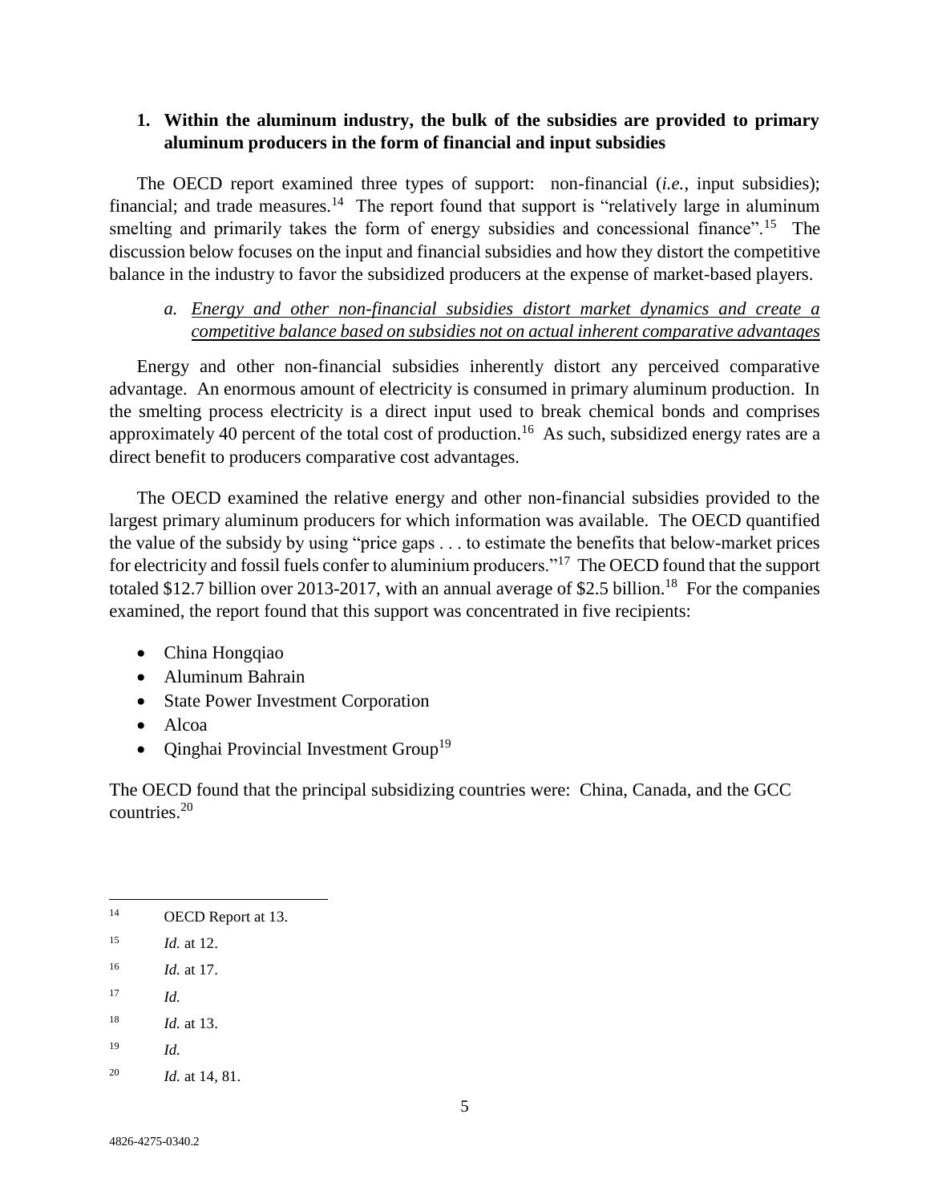### 1. Within the aluminum industry, the bulk of the subsidies are provided to primary aluminum producers in the form of financial and input subsidies

The OECD report examined three types of support: non-financial (*i.e.*, input subsidies); financial; and trade measures.[14] The report found that support is "relatively large in aluminum smelting and primarily takes the form of energy subsidies and concessional finance".[15] The discussion below focuses on the input and financial subsidies and how they distort the competitive balance in the industry to favor the subsidized producers at the expense of market-based players.

#### a. *Energy and other non-financial subsidies distort market dynamics and create a competitive balance based on subsidies not on actual inherent comparative advantages*

Energy and other non-financial subsidies inherently distort any perceived comparative advantage. An enormous amount of electricity is consumed in primary aluminum production. In the smelting process electricity is a direct input used to break chemical bonds and comprises approximately 40 percent of the total cost of production.[16] As such, subsidized energy rates are a direct benefit to producers comparative cost advantages.

The OECD examined the relative energy and other non-financial subsidies provided to the largest primary aluminum producers for which information was available. The OECD quantified the value of the subsidy by using "price gaps . . . to estimate the benefits that below-market prices for electricity and fossil fuels confer to aluminium producers."[17] The OECD found that the support totaled \$12.7 billion over 2013-2017, with an annual average of \$2.5 billion.[18] For the companies examined, the report found that this support was concentrated in five recipients:

- China Hongqiao
- Aluminum Bahrain
- State Power Investment Corporation
- Alcoa
- Qinghai Provincial Investment Group[19]

The OECD found that the principal subsidizing countries were: China, Canada, and the GCC countries.[20]

---

[14] OECD Report at 13.

[15] *Id.* at 12.

[16] *Id.* at 17.

[17] *Id.*

[18] *Id.* at 13.

[19] *Id.*

[20] *Id.* at 14, 81.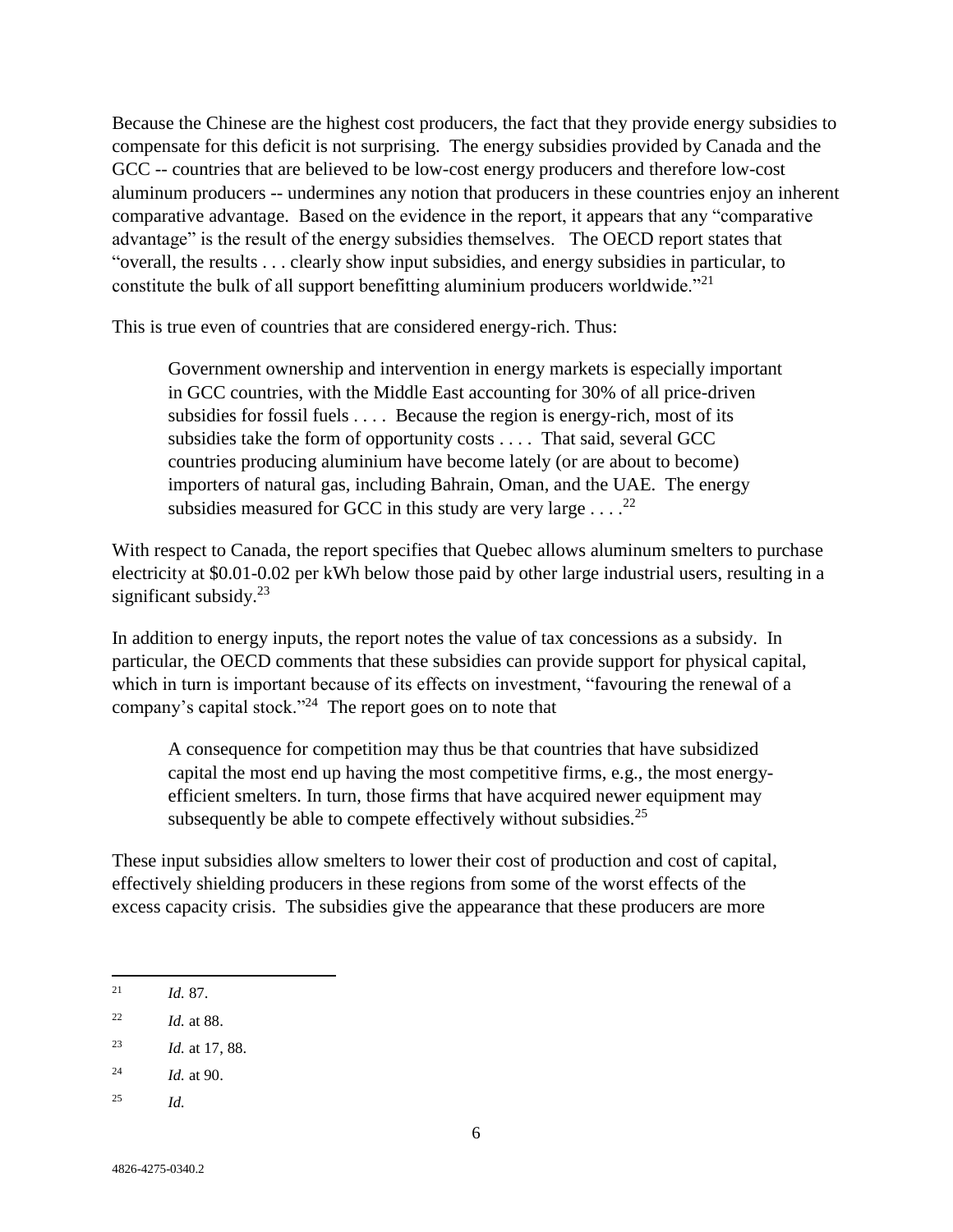Because the Chinese are the highest cost producers, the fact that they provide energy subsidies to compensate for this deficit is not surprising. The energy subsidies provided by Canada and the GCC -- countries that are believed to be low-cost energy producers and therefore low-cost aluminum producers -- undermines any notion that producers in these countries enjoy an inherent comparative advantage. Based on the evidence in the report, it appears that any "comparative advantage" is the result of the energy subsidies themselves. The OECD report states that "overall, the results . . . clearly show input subsidies, and energy subsidies in particular, to constitute the bulk of all support benefitting aluminium producers worldwide."[21]

This is true even of countries that are considered energy-rich. Thus:

> Government ownership and intervention in energy markets is especially important in GCC countries, with the Middle East accounting for 30% of all price-driven subsidies for fossil fuels . . . . Because the region is energy-rich, most of its subsidies take the form of opportunity costs . . . . That said, several GCC countries producing aluminium have become lately (or are about to become) importers of natural gas, including Bahrain, Oman, and the UAE. The energy subsidies measured for GCC in this study are very large . . . .[22]

With respect to Canada, the report specifies that Quebec allows aluminum smelters to purchase electricity at $0.01-0.02 per kWh below those paid by other large industrial users, resulting in a significant subsidy.[23]

In addition to energy inputs, the report notes the value of tax concessions as a subsidy. In particular, the OECD comments that these subsidies can provide support for physical capital, which in turn is important because of its effects on investment, "favouring the renewal of a company's capital stock."[24] The report goes on to note that

> A consequence for competition may thus be that countries that have subsidized capital the most end up having the most competitive firms, e.g., the most energy-efficient smelters. In turn, those firms that have acquired newer equipment may subsequently be able to compete effectively without subsidies.[25]

These input subsidies allow smelters to lower their cost of production and cost of capital, effectively shielding producers in these regions from some of the worst effects of the excess capacity crisis. The subsidies give the appearance that these producers are more

---

[21] *Id.* 87.

[22] *Id.* at 88.

[23] *Id.* at 17, 88.

[24] *Id.* at 90.

[25] *Id.*

4826-4275-0340.2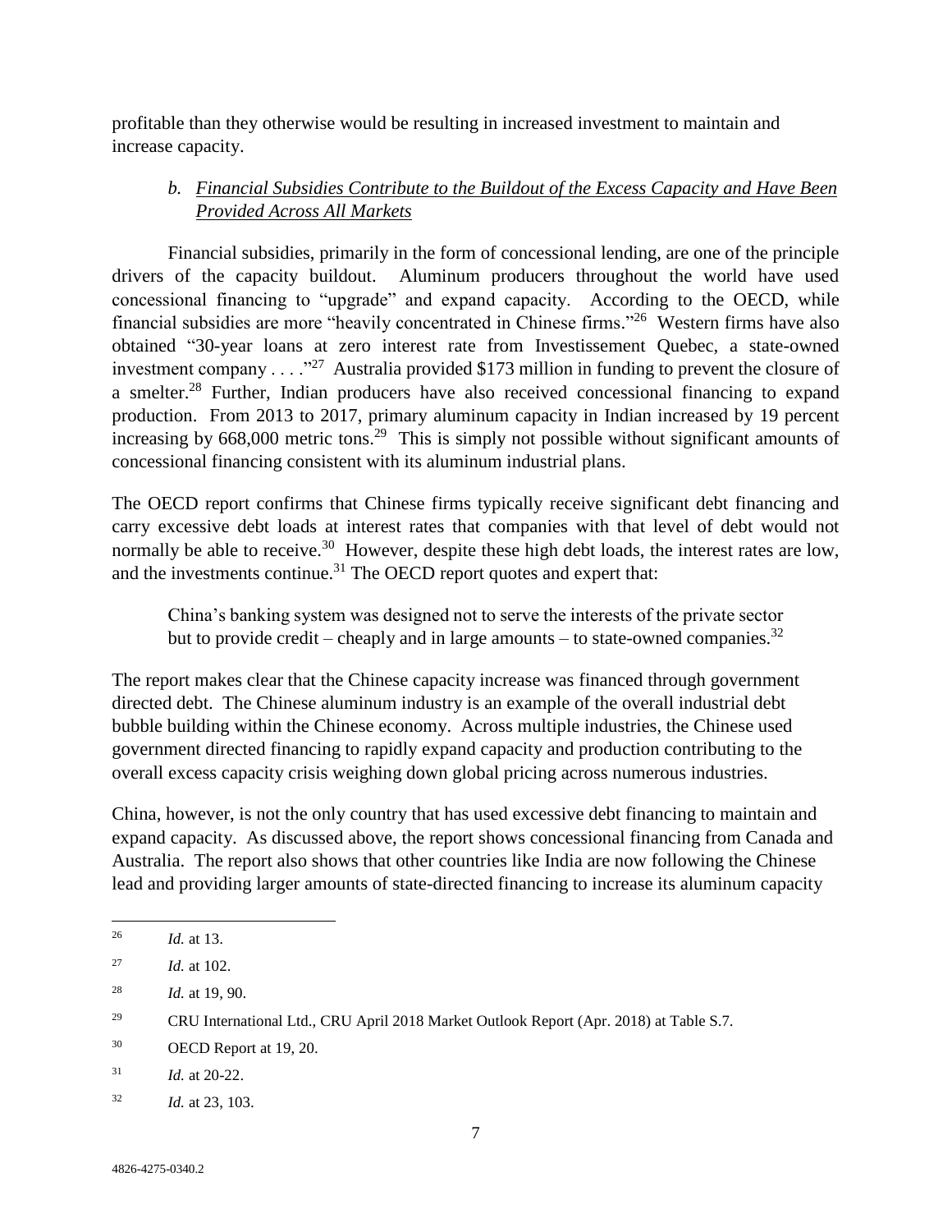profitable than they otherwise would be resulting in increased investment to maintain and increase capacity.

*b. Financial Subsidies Contribute to the Buildout of the Excess Capacity and Have Been Provided Across All Markets*

Financial subsidies, primarily in the form of concessional lending, are one of the principle drivers of the capacity buildout. Aluminum producers throughout the world have used concessional financing to "upgrade" and expand capacity. According to the OECD, while financial subsidies are more "heavily concentrated in Chinese firms."[26] Western firms have also obtained "30-year loans at zero interest rate from Investissement Quebec, a state-owned investment company . . . ."[27] Australia provided $173 million in funding to prevent the closure of a smelter.[28] Further, Indian producers have also received concessional financing to expand production. From 2013 to 2017, primary aluminum capacity in Indian increased by 19 percent increasing by 668,000 metric tons.[29] This is simply not possible without significant amounts of concessional financing consistent with its aluminum industrial plans.

The OECD report confirms that Chinese firms typically receive significant debt financing and carry excessive debt loads at interest rates that companies with that level of debt would not normally be able to receive.[30] However, despite these high debt loads, the interest rates are low, and the investments continue.[31] The OECD report quotes and expert that:

> China's banking system was designed not to serve the interests of the private sector but to provide credit – cheaply and in large amounts – to state-owned companies.[32]

The report makes clear that the Chinese capacity increase was financed through government directed debt. The Chinese aluminum industry is an example of the overall industrial debt bubble building within the Chinese economy. Across multiple industries, the Chinese used government directed financing to rapidly expand capacity and production contributing to the overall excess capacity crisis weighing down global pricing across numerous industries.

China, however, is not the only country that has used excessive debt financing to maintain and expand capacity. As discussed above, the report shows concessional financing from Canada and Australia. The report also shows that other countries like India are now following the Chinese lead and providing larger amounts of state-directed financing to increase its aluminum capacity

---

[26] *Id.* at 13.

[27] *Id.* at 102.

[28] *Id.* at 19, 90.

[29] CRU International Ltd., CRU April 2018 Market Outlook Report (Apr. 2018) at Table S.7.

[30] OECD Report at 19, 20.

[31] *Id.* at 20-22.

[32] *Id.* at 23, 103.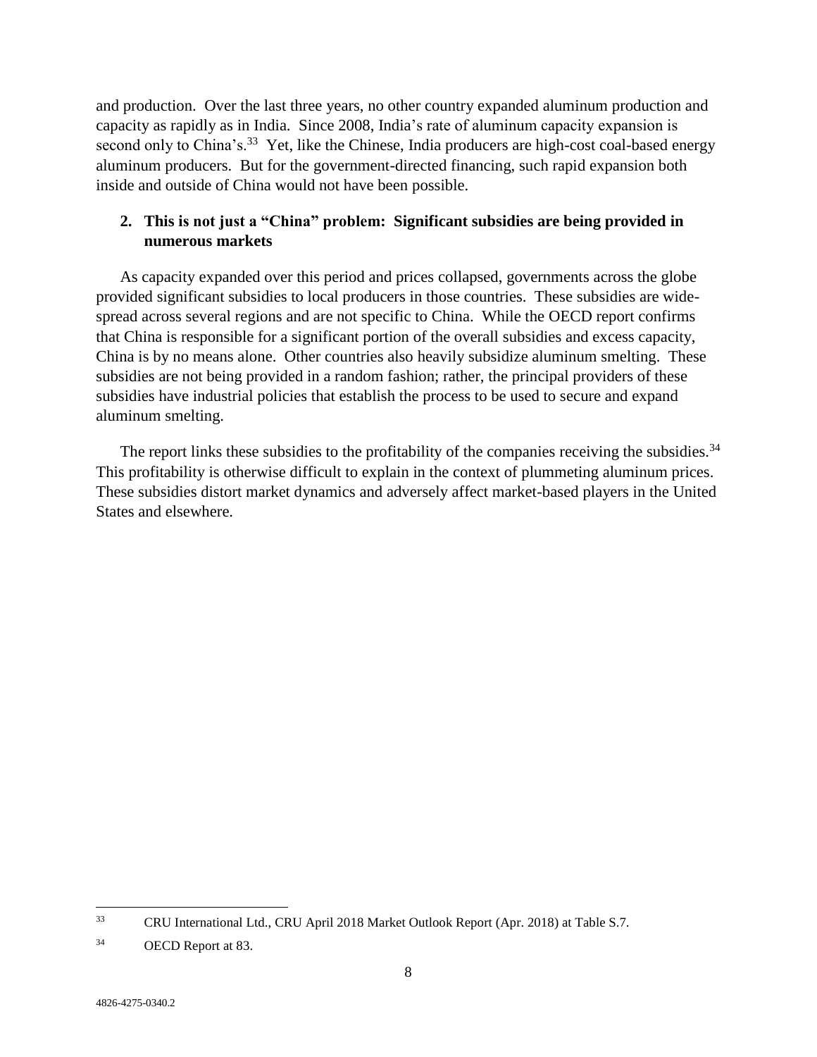and production. Over the last three years, no other country expanded aluminum production and capacity as rapidly as in India. Since 2008, India's rate of aluminum capacity expansion is second only to China's.[33] Yet, like the Chinese, India producers are high-cost coal-based energy aluminum producers. But for the government-directed financing, such rapid expansion both inside and outside of China would not have been possible.

### 2. This is not just a "China" problem: Significant subsidies are being provided in numerous markets

As capacity expanded over this period and prices collapsed, governments across the globe provided significant subsidies to local producers in those countries. These subsidies are wide-spread across several regions and are not specific to China. While the OECD report confirms that China is responsible for a significant portion of the overall subsidies and excess capacity, China is by no means alone. Other countries also heavily subsidize aluminum smelting. These subsidies are not being provided in a random fashion; rather, the principal providers of these subsidies have industrial policies that establish the process to be used to secure and expand aluminum smelting.

The report links these subsidies to the profitability of the companies receiving the subsidies.[34] This profitability is otherwise difficult to explain in the context of plummeting aluminum prices. These subsidies distort market dynamics and adversely affect market-based players in the United States and elsewhere.

---

[33] CRU International Ltd., CRU April 2018 Market Outlook Report (Apr. 2018) at Table S.7.

[34] OECD Report at 83.

4826-4275-0340.2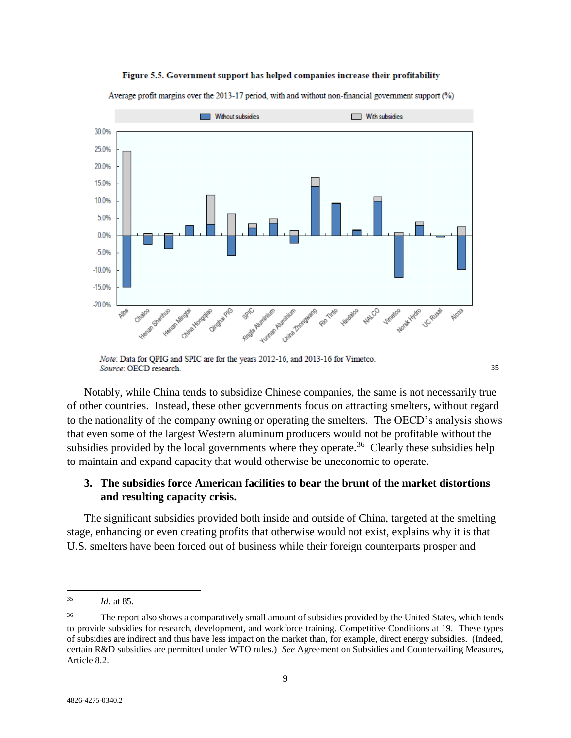**Figure 5.5. Government support has helped companies increase their profitability**

Average profit margins over the 2013-17 period, with and without non-financial government support (%)

Without subsidies
With subsidies

30.0%
25.0%
20.0%
15.0%
10.0%
5.0%
0.0%
-5.0%
-10.0%
-15.0%
-20.0%

Alba
Chalco
Henan Shenhuo
Henan Mingtai
China Hongqiao
Qinghai PIG
SPIC
Xingfa Aluminium
Yunnan Aluminium
China Zhongwang
Rio Tinto
Hindalco
NALCO
Vimetco
Norsk Hydro
UC Rusal
Alcoa

*Note*: Data for QPIG and SPIC are for the years 2012-16, and 2013-16 for Vimetco.
*Source*: OECD research.

[35]

Notably, while China tends to subsidize Chinese companies, the same is not necessarily true of other countries. Instead, these other governments focus on attracting smelters, without regard to the nationality of the company owning or operating the smelters. The OECD's analysis shows that even some of the largest Western aluminum producers would not be profitable without the subsidies provided by the local governments where they operate.[36] Clearly these subsidies help to maintain and expand capacity that would otherwise be uneconomic to operate.

### 3. The subsidies force American facilities to bear the brunt of the market distortions and resulting capacity crisis.

The significant subsidies provided both inside and outside of China, targeted at the smelting stage, enhancing or even creating profits that otherwise would not exist, explains why it is that U.S. smelters have been forced out of business while their foreign counterparts prosper and

---

[35] *Id.* at 85.

[36] The report also shows a comparatively small amount of subsidies provided by the United States, which tends to provide subsidies for research, development, and workforce training. Competitive Conditions at 19. These types of subsidies are indirect and thus have less impact on the market than, for example, direct energy subsidies. (Indeed, certain R&D subsidies are permitted under WTO rules.) *See* Agreement on Subsidies and Countervailing Measures, Article 8.2.

4826-4275-0340.2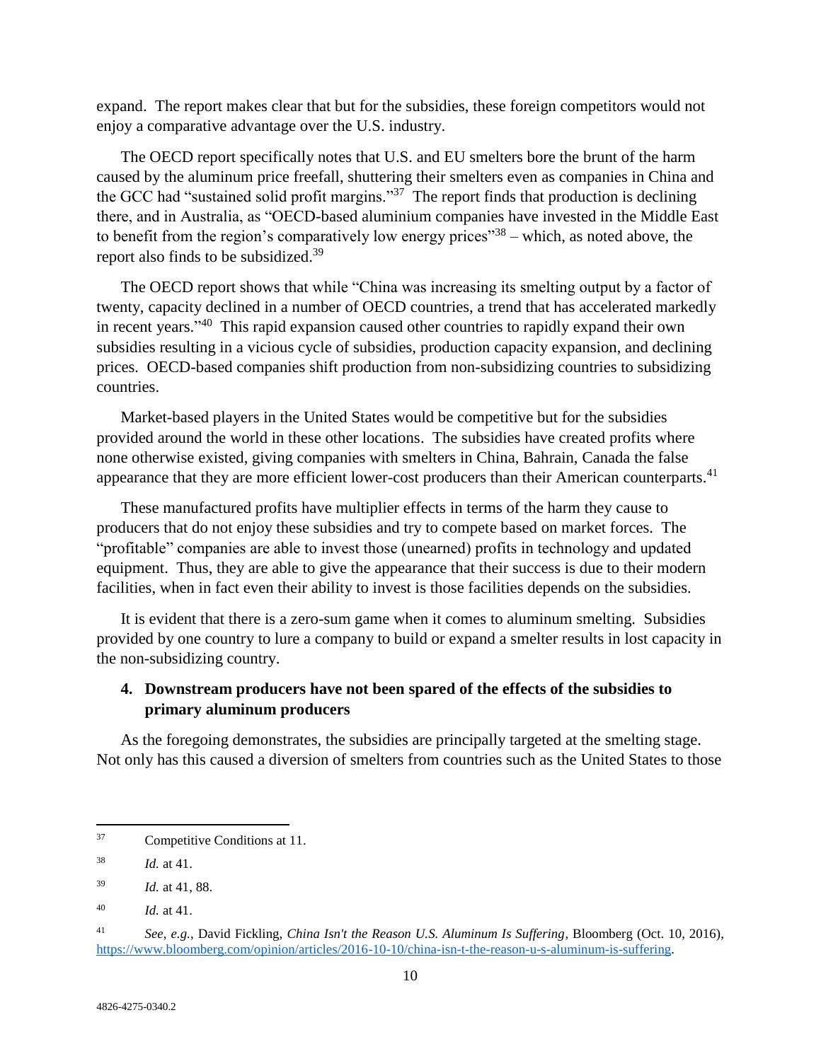expand. The report makes clear that but for the subsidies, these foreign competitors would not enjoy a comparative advantage over the U.S. industry.

The OECD report specifically notes that U.S. and EU smelters bore the brunt of the harm caused by the aluminum price freefall, shuttering their smelters even as companies in China and the GCC had "sustained solid profit margins."[37] The report finds that production is declining there, and in Australia, as "OECD-based aluminium companies have invested in the Middle East to benefit from the region's comparatively low energy prices"[38] – which, as noted above, the report also finds to be subsidized.[39]

The OECD report shows that while "China was increasing its smelting output by a factor of twenty, capacity declined in a number of OECD countries, a trend that has accelerated markedly in recent years."[40] This rapid expansion caused other countries to rapidly expand their own subsidies resulting in a vicious cycle of subsidies, production capacity expansion, and declining prices. OECD-based companies shift production from non-subsidizing countries to subsidizing countries.

Market-based players in the United States would be competitive but for the subsidies provided around the world in these other locations. The subsidies have created profits where none otherwise existed, giving companies with smelters in China, Bahrain, Canada the false appearance that they are more efficient lower-cost producers than their American counterparts.[41]

These manufactured profits have multiplier effects in terms of the harm they cause to producers that do not enjoy these subsidies and try to compete based on market forces. The "profitable" companies are able to invest those (unearned) profits in technology and updated equipment. Thus, they are able to give the appearance that their success is due to their modern facilities, when in fact even their ability to invest is those facilities depends on the subsidies.

It is evident that there is a zero-sum game when it comes to aluminum smelting. Subsidies provided by one country to lure a company to build or expand a smelter results in lost capacity in the non-subsidizing country.

### 4. Downstream producers have not been spared of the effects of the subsidies to primary aluminum producers

As the foregoing demonstrates, the subsidies are principally targeted at the smelting stage. Not only has this caused a diversion of smelters from countries such as the United States to those

---

[37] Competitive Conditions at 11.

[38] *Id.* at 41.

[39] *Id.* at 41, 88.

[40] *Id.* at 41.

[41] *See, e.g.*, David Fickling, *China Isn't the Reason U.S. Aluminum Is Suffering*, Bloomberg (Oct. 10, 2016), https://www.bloomberg.com/opinion/articles/2016-10-10/china-isn-t-the-reason-u-s-aluminum-is-suffering.

4826-4275-0340.2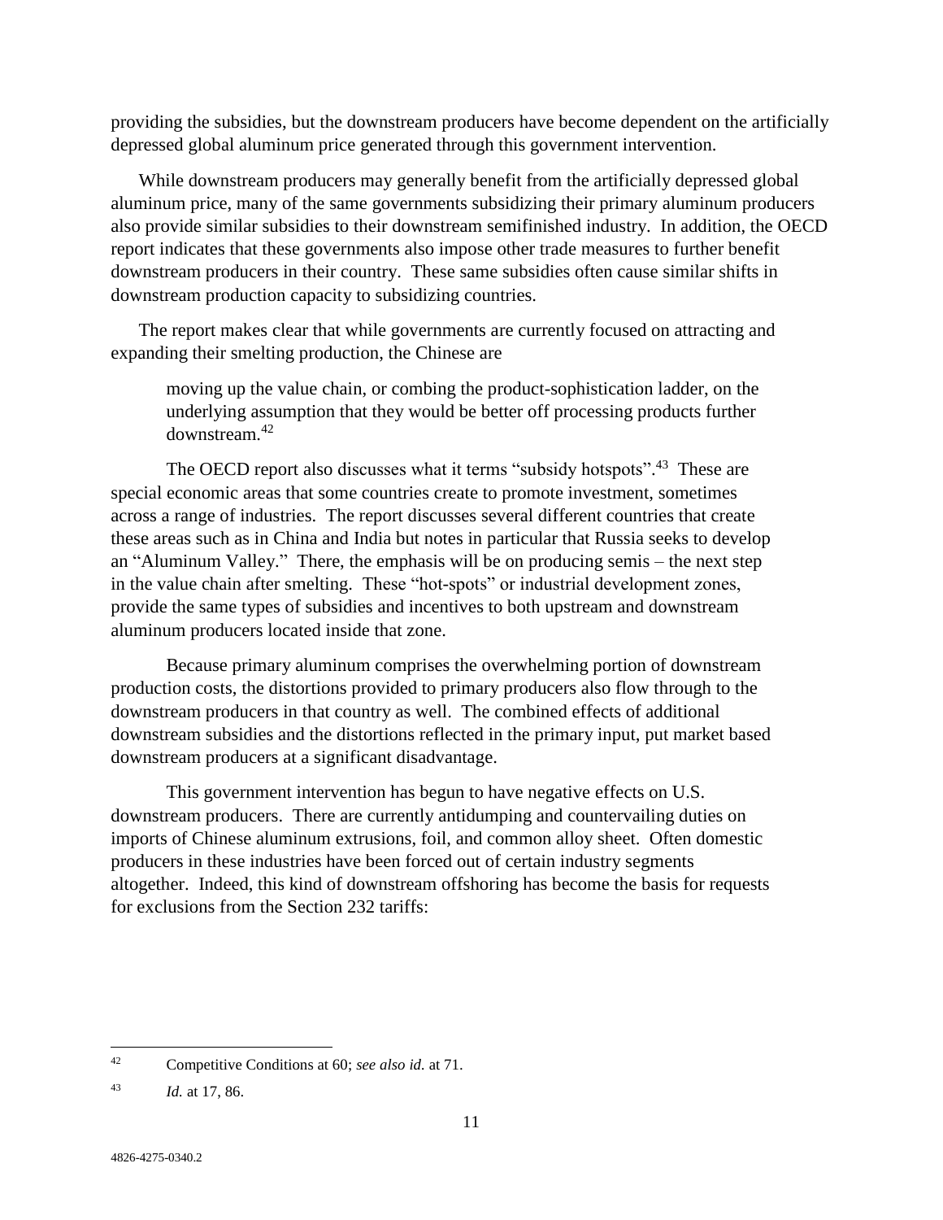providing the subsidies, but the downstream producers have become dependent on the artificially depressed global aluminum price generated through this government intervention.

While downstream producers may generally benefit from the artificially depressed global aluminum price, many of the same governments subsidizing their primary aluminum producers also provide similar subsidies to their downstream semifinished industry. In addition, the OECD report indicates that these governments also impose other trade measures to further benefit downstream producers in their country. These same subsidies often cause similar shifts in downstream production capacity to subsidizing countries.

The report makes clear that while governments are currently focused on attracting and expanding their smelting production, the Chinese are

> moving up the value chain, or combing the product-sophistication ladder, on the underlying assumption that they would be better off processing products further downstream.[42]

The OECD report also discusses what it terms "subsidy hotspots".[43] These are special economic areas that some countries create to promote investment, sometimes across a range of industries. The report discusses several different countries that create these areas such as in China and India but notes in particular that Russia seeks to develop an "Aluminum Valley." There, the emphasis will be on producing semis – the next step in the value chain after smelting. These "hot-spots" or industrial development zones, provide the same types of subsidies and incentives to both upstream and downstream aluminum producers located inside that zone.

Because primary aluminum comprises the overwhelming portion of downstream production costs, the distortions provided to primary producers also flow through to the downstream producers in that country as well. The combined effects of additional downstream subsidies and the distortions reflected in the primary input, put market based downstream producers at a significant disadvantage.

This government intervention has begun to have negative effects on U.S. downstream producers. There are currently antidumping and countervailing duties on imports of Chinese aluminum extrusions, foil, and common alloy sheet. Often domestic producers in these industries have been forced out of certain industry segments altogether. Indeed, this kind of downstream offshoring has become the basis for requests for exclusions from the Section 232 tariffs:

---

[42] Competitive Conditions at 60; *see also id.* at 71.

[43] *Id.* at 17, 86.

4826-4275-0340.2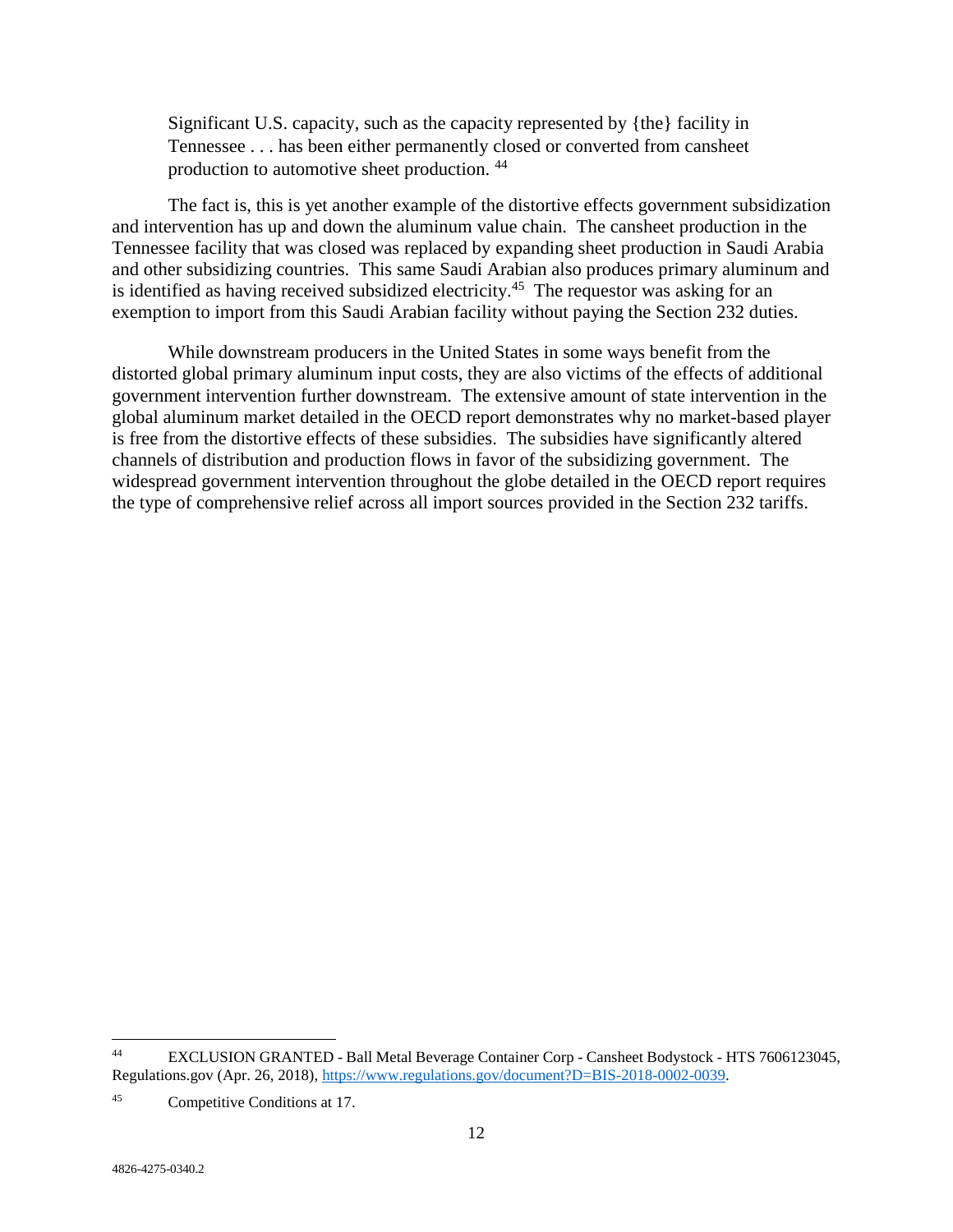> Significant U.S. capacity, such as the capacity represented by {the} facility in Tennessee . . . has been either permanently closed or converted from cansheet production to automotive sheet production. [44]

The fact is, this is yet another example of the distortive effects government subsidization and intervention has up and down the aluminum value chain. The cansheet production in the Tennessee facility that was closed was replaced by expanding sheet production in Saudi Arabia and other subsidizing countries. This same Saudi Arabian also produces primary aluminum and is identified as having received subsidized electricity.[45] The requestor was asking for an exemption to import from this Saudi Arabian facility without paying the Section 232 duties.

While downstream producers in the United States in some ways benefit from the distorted global primary aluminum input costs, they are also victims of the effects of additional government intervention further downstream. The extensive amount of state intervention in the global aluminum market detailed in the OECD report demonstrates why no market-based player is free from the distortive effects of these subsidies. The subsidies have significantly altered channels of distribution and production flows in favor of the subsidizing government. The widespread government intervention throughout the globe detailed in the OECD report requires the type of comprehensive relief across all import sources provided in the Section 232 tariffs.

---

[44] EXCLUSION GRANTED - Ball Metal Beverage Container Corp - Cansheet Bodystock - HTS 7606123045, Regulations.gov (Apr. 26, 2018), https://www.regulations.gov/document?D=BIS-2018-0002-0039.

[45] Competitive Conditions at 17.

4826-4275-0340.2